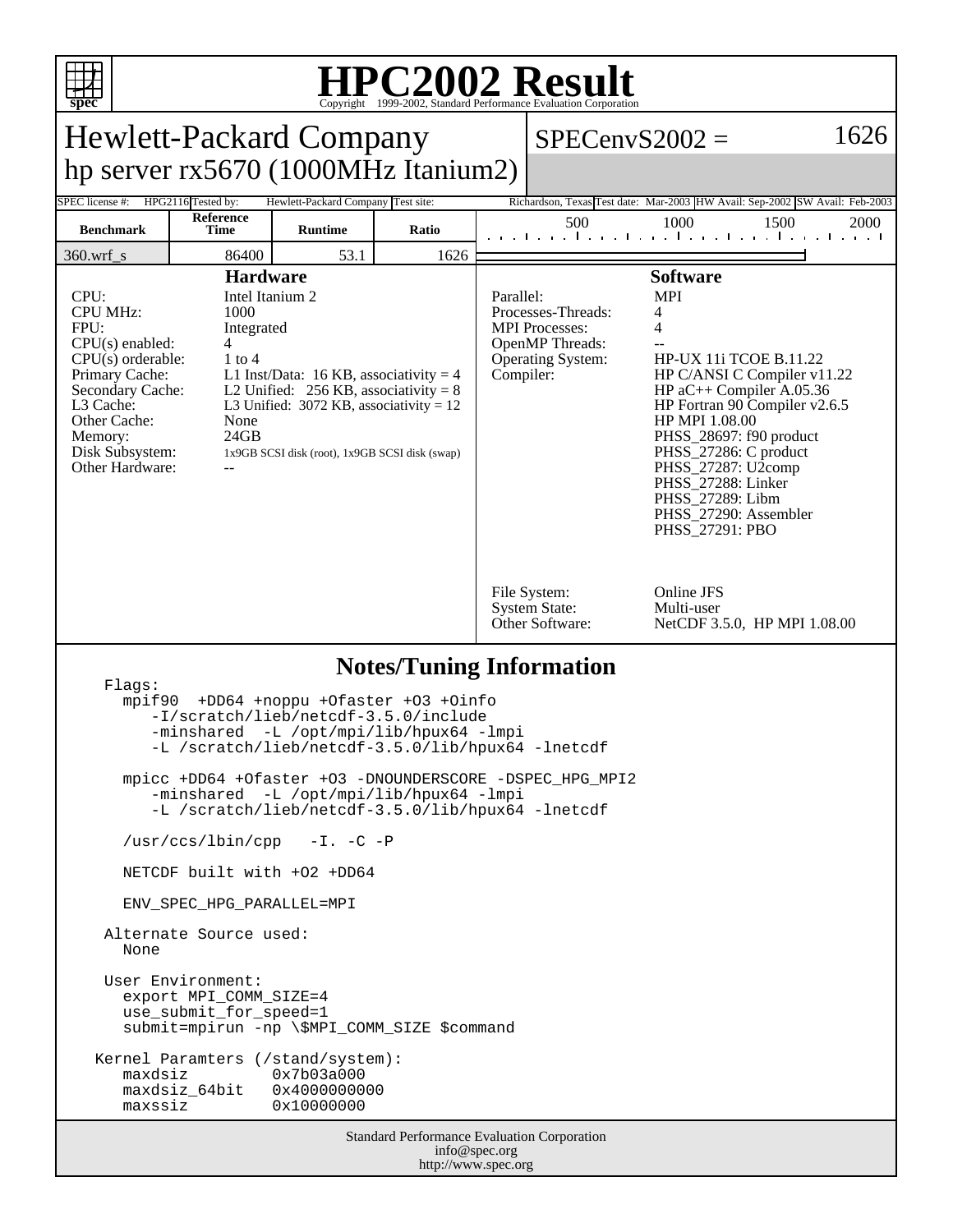# HPC2002 Result

Copyright 1999-2002, Standard Performance Evaluation Corporation

## Hewlett-Packard Company
## hp server rx5670 (1000MHz Itanium2)

**SPECenvS2002 = 1626**

| SPEC license #: | HPG2116 | Tested by: | Hewlett-Packard Company | Test site: | Richardson, Texas | Test date: | Mar-2003 | HW Avail: | Sep-2002 | SW Avail: | Feb-2003 |
|---|---|---|---|---|---|---|---|---|---|---|---|

| Benchmark | Reference Time | Runtime | Ratio |
|---|---|---|---|
| 360.wrf_s | 86400 | 53.1 | 1626 |

### Hardware

| | |
|---|---|
| CPU: | Intel Itanium 2 |
| CPU MHz: | 1000 |
| FPU: | Integrated |
| CPU(s) enabled: | 4 |
| CPU(s) orderable: | 1 to 4 |
| Primary Cache: | L1 Inst/Data: 16 KB, associativity = 4 |
| Secondary Cache: | L2 Unified: 256 KB, associativity = 8 |
| L3 Cache: | L3 Unified: 3072 KB, associativity = 12 |
| Other Cache: | None |
| Memory: | 24GB |
| Disk Subsystem: | 1x9GB SCSI disk (root), 1x9GB SCSI disk (swap) |
| Other Hardware: | -- |

### Software

| | |
|---|---|
| Parallel: | MPI |
| Processes-Threads: | 4 |
| MPI Processes: | 4 |
| OpenMP Threads: | -- |
| Operating System: | HP-UX 11i TCOE B.11.22 |
| Compiler: | HP C/ANSI C Compiler v11.22<br>HP aC++ Compiler A.05.36<br>HP Fortran 90 Compiler v2.6.5<br>HP MPI 1.08.00<br>PHSS_28697: f90 product<br>PHSS_27286: C product<br>PHSS_27287: U2comp<br>PHSS_27288: Linker<br>PHSS_27289: Libm<br>PHSS_27290: Assembler<br>PHSS_27291: PBO |
| File System: | Online JFS |
| System State: | Multi-user |
| Other Software: | NetCDF 3.5.0, HP MPI 1.08.00 |

### Notes/Tuning Information

```
 Flags:
   mpif90  +DD64 +noppu +Ofaster +O3 +Oinfo
      -I/scratch/lieb/netcdf-3.5.0/include
      -minshared  -L /opt/mpi/lib/hpux64 -lmpi
      -L /scratch/lieb/netcdf-3.5.0/lib/hpux64 -lnetcdf

   mpicc +DD64 +Ofaster +O3 -DNOUNDERSCORE -DSPEC_HPG_MPI2
      -minshared  -L /opt/mpi/lib/hpux64 -lmpi
      -L /scratch/lieb/netcdf-3.5.0/lib/hpux64 -lnetcdf

   /usr/ccs/lbin/cpp   -I. -C -P

   NETCDF built with +O2 +DD64

   ENV_SPEC_HPG_PARALLEL=MPI

 Alternate Source used:
   None

 User Environment:
   export MPI_COMM_SIZE=4
   use_submit_for_speed=1
   submit=mpirun -np \$MPI_COMM_SIZE $command

Kernel Paramters (/stand/system):
   maxdsiz         0x7b03a000
   maxdsiz_64bit   0x4000000000
   maxssiz         0x10000000
```

Standard Performance Evaluation Corporation
info@spec.org
http://www.spec.org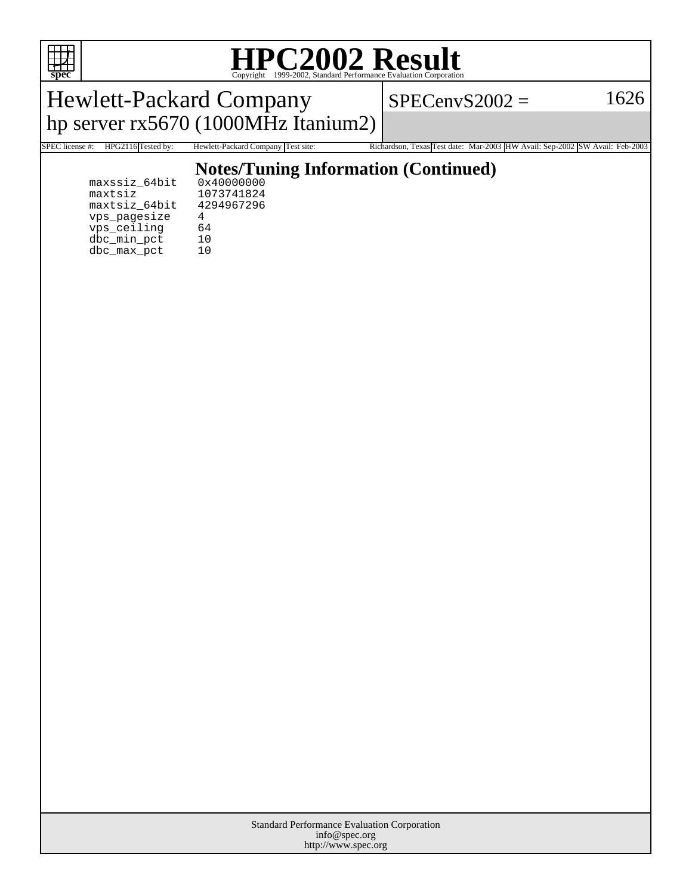# HPC2002 Result

Copyright 1999-2002, Standard Performance Evaluation Corporation

## Hewlett-Packard Company
## hp server rx5670 (1000MHz Itanium2)

SPECenvS2002 = 1626

| SPEC license #: | HPG2116 | Tested by: | Hewlett-Packard Company | Test site: | Richardson, Texas | Test date: | Mar-2003 | HW Avail: | Sep-2002 | SW Avail: | Feb-2003 |
|---|---|---|---|---|---|---|---|---|---|---|---|

### Notes/Tuning Information (Continued)

```
maxssiz_64bit   0x40000000
maxtsiz         1073741824
maxtsiz_64bit   4294967296
vps_pagesize    4
vps_ceiling     64
dbc_min_pct     10
dbc_max_pct     10
```

Standard Performance Evaluation Corporation
info@spec.org
http://www.spec.org